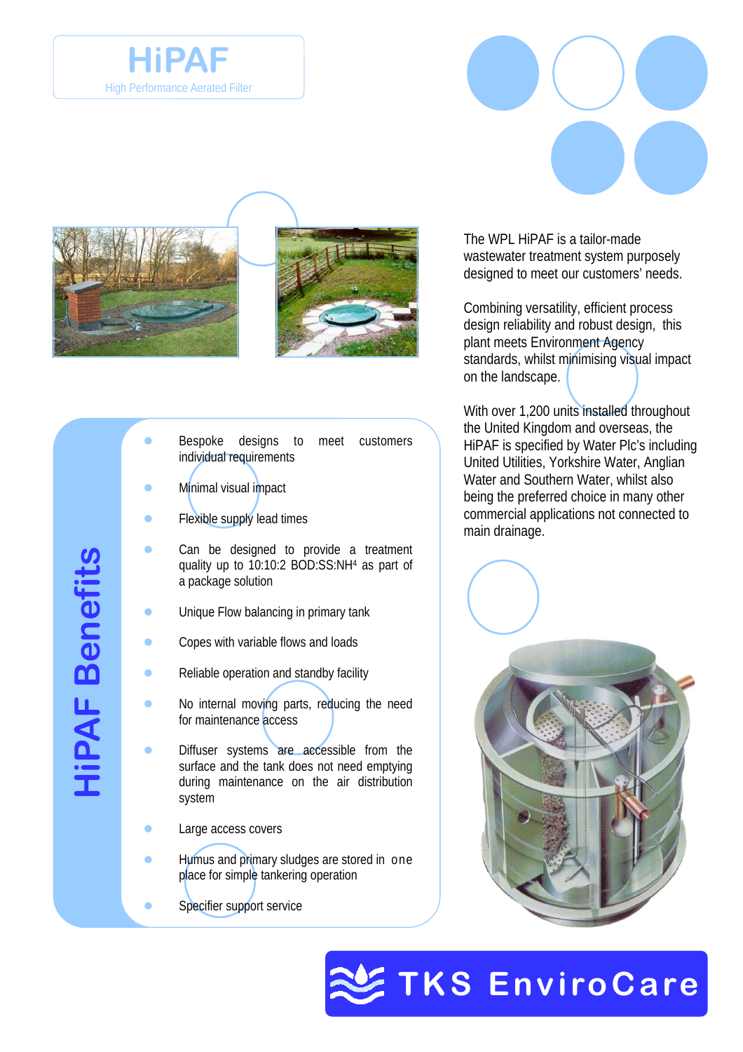# HiPAF

High Performance Aerated Filter

The WPL HiPAF is a tailor-made wastewater treatment system purposely designed to meet our customers' needs.

Combining versatility, efficient process design reliability and robust design, this plant meets Environment Agency standards, whilst minimising visual impact on the landscape.

With over 1,200 units installed throughout the United Kingdom and overseas, the HiPAF is specified by Water Plc's including United Utilities, Yorkshire Water, Anglian Water and Southern Water, whilst also being the preferred choice in many other commercial applications not connected to main drainage.

## HiPAF Benefits

- Bespoke designs to meet customers individual requirements
- Minimal visual impact
- Flexible supply lead times
- Can be designed to provide a treatment quality up to 10:10:2 BOD:SS:$NH^4$ as part of a package solution
- Unique Flow balancing in primary tank
- Copes with variable flows and loads
- Reliable operation and standby facility
- No internal moving parts, reducing the need for maintenance access
- Diffuser systems are accessible from the surface and the tank does not need emptying during maintenance on the air distribution system
- Large access covers
- Humus and primary sludges are stored in one place for simple tankering operation
- Specifier support service

TKS EnviroCare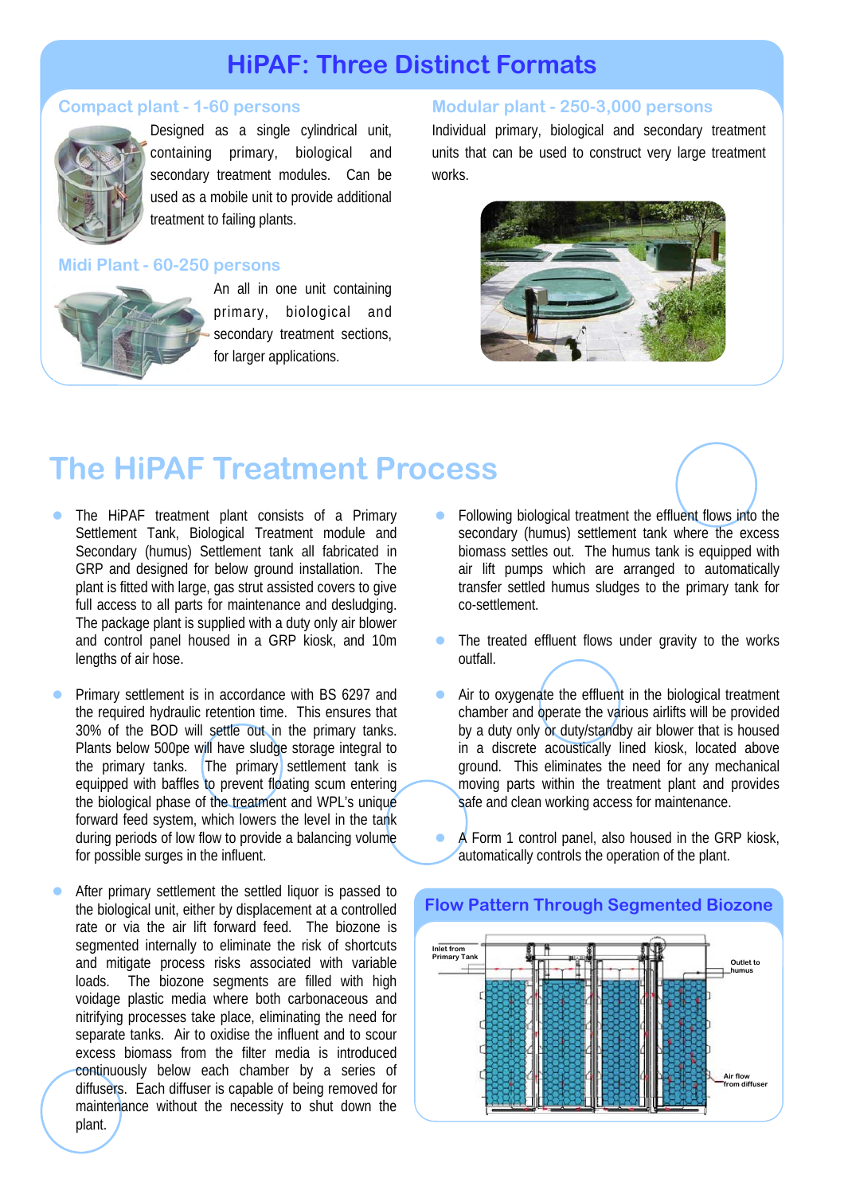# HiPAF: Three Distinct Formats

### Compact plant - 1-60 persons

Designed as a single cylindrical unit, containing primary, biological and secondary treatment modules. Can be used as a mobile unit to provide additional treatment to failing plants.

### Midi Plant - 60-250 persons

An all in one unit containing primary, biological and secondary treatment sections, for larger applications.

### Modular plant - 250-3,000 persons

Individual primary, biological and secondary treatment units that can be used to construct very large treatment works.

# The HiPAF Treatment Process

- The HiPAF treatment plant consists of a Primary Settlement Tank, Biological Treatment module and Secondary (humus) Settlement tank all fabricated in GRP and designed for below ground installation. The plant is fitted with large, gas strut assisted covers to give full access to all parts for maintenance and desludging. The package plant is supplied with a duty only air blower and control panel housed in a GRP kiosk, and 10m lengths of air hose.

- Primary settlement is in accordance with BS 6297 and the required hydraulic retention time. This ensures that 30% of the BOD will settle out in the primary tanks. Plants below 500pe will have sludge storage integral to the primary tanks. The primary settlement tank is equipped with baffles to prevent floating scum entering the biological phase of the treatment and WPL's unique forward feed system, which lowers the level in the tank during periods of low flow to provide a balancing volume for possible surges in the influent.

- After primary settlement the settled liquor is passed to the biological unit, either by displacement at a controlled rate or via the air lift forward feed. The biozone is segmented internally to eliminate the risk of shortcuts and mitigate process risks associated with variable loads. The biozone segments are filled with high voidage plastic media where both carbonaceous and nitrifying processes take place, eliminating the need for separate tanks. Air to oxidise the influent and to scour excess biomass from the filter media is introduced continuously below each chamber by a series of diffusers. Each diffuser is capable of being removed for maintenance without the necessity to shut down the plant.

- Following biological treatment the effluent flows into the secondary (humus) settlement tank where the excess biomass settles out. The humus tank is equipped with air lift pumps which are arranged to automatically transfer settled humus sludges to the primary tank for co-settlement.

- The treated effluent flows under gravity to the works outfall.

- Air to oxygenate the effluent in the biological treatment chamber and operate the various airlifts will be provided by a duty only or duty/standby air blower that is housed in a discrete acoustically lined kiosk, located above ground. This eliminates the need for any mechanical moving parts within the treatment plant and provides safe and clean working access for maintenance.

- A Form 1 control panel, also housed in the GRP kiosk, automatically controls the operation of the plant.

## Flow Pattern Through Segmented Biozone

Inlet from Primary Tank

Outlet to humus

Air flow from diffuser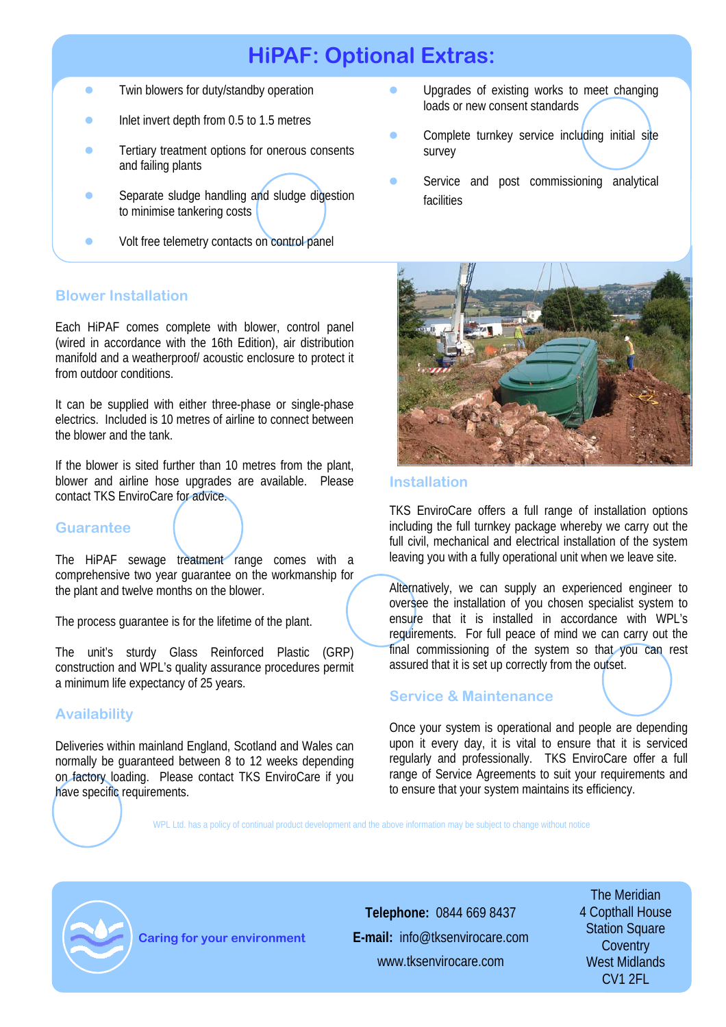# HiPAF: Optional Extras:

- Twin blowers for duty/standby operation
- Inlet invert depth from 0.5 to 1.5 metres
- Tertiary treatment options for onerous consents and failing plants
- Separate sludge handling and sludge digestion to minimise tankering costs
- Volt free telemetry contacts on control panel
- Upgrades of existing works to meet changing loads or new consent standards
- Complete turnkey service including initial site survey
- Service and post commissioning analytical facilities

## Blower Installation

Each HiPAF comes complete with blower, control panel (wired in accordance with the 16th Edition), air distribution manifold and a weatherproof/ acoustic enclosure to protect it from outdoor conditions.

It can be supplied with either three-phase or single-phase electrics. Included is 10 metres of airline to connect between the blower and the tank.

If the blower is sited further than 10 metres from the plant, blower and airline hose upgrades are available. Please contact TKS EnviroCare for advice.

## Guarantee

The HiPAF sewage treatment range comes with a comprehensive two year guarantee on the workmanship for the plant and twelve months on the blower.

The process guarantee is for the lifetime of the plant.

The unit's sturdy Glass Reinforced Plastic (GRP) construction and WPL's quality assurance procedures permit a minimum life expectancy of 25 years.

## Availability

Deliveries within mainland England, Scotland and Wales can normally be guaranteed between 8 to 12 weeks depending on factory loading. Please contact TKS EnviroCare if you have specific requirements.

## Installation

TKS EnviroCare offers a full range of installation options including the full turnkey package whereby we carry out the full civil, mechanical and electrical installation of the system leaving you with a fully operational unit when we leave site.

Alternatively, we can supply an experienced engineer to oversee the installation of you chosen specialist system to ensure that it is installed in accordance with WPL's requirements. For full peace of mind we can carry out the final commissioning of the system so that you can rest assured that it is set up correctly from the outset.

## Service & Maintenance

Once your system is operational and people are depending upon it every day, it is vital to ensure that it is serviced regularly and professionally. TKS EnviroCare offer a full range of Service Agreements to suit your requirements and to ensure that your system maintains its efficiency.

WPL Ltd. has a policy of continual product development and the above information may be subject to change without notice

Caring for your environment

**Telephone:** 0844 669 8437

**E-mail:** info@tksenvirocare.com

www.tksenvirocare.com

The Meridian
4 Copthall House
Station Square
Coventry
West Midlands
CV1 2FL